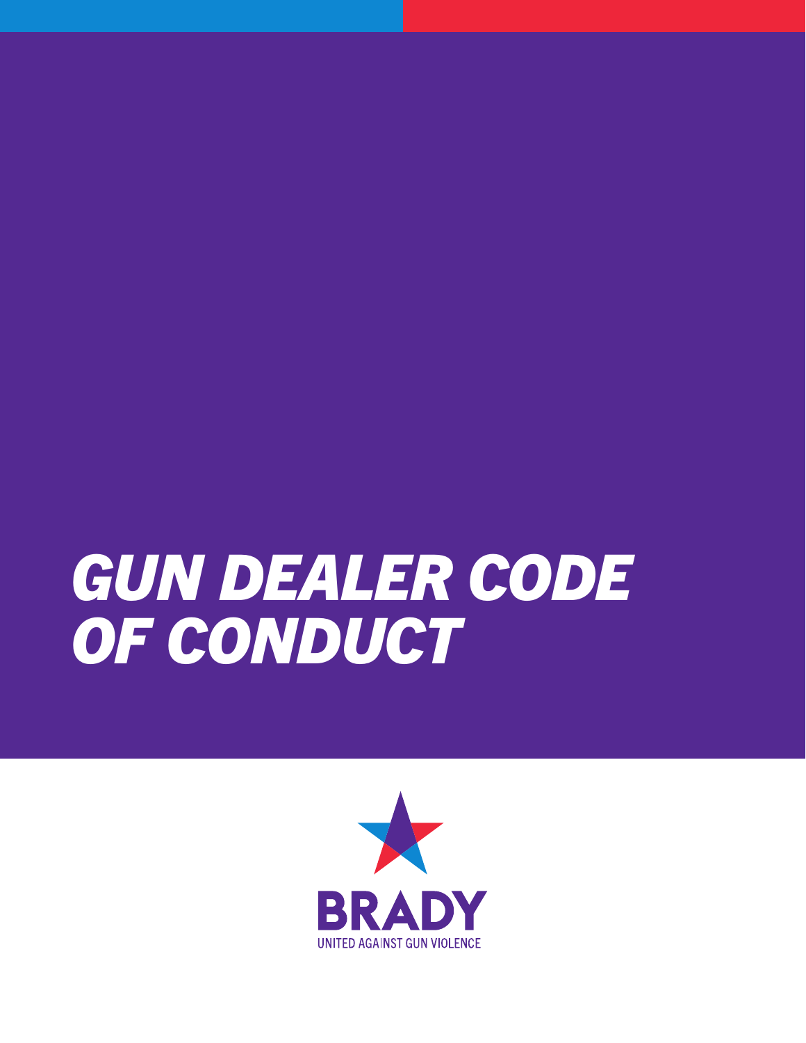# GUN DEALER CODE OF CONDUCT

BRADY

UNITED AGAINST GUN VIOLENCE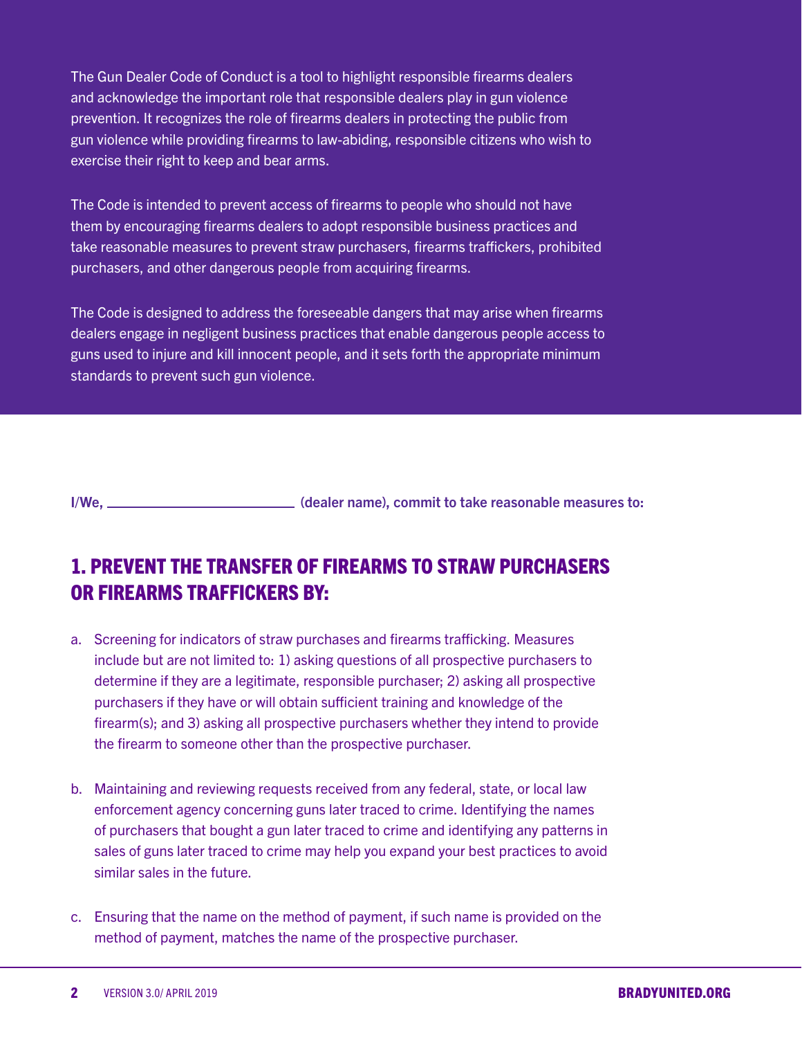The Gun Dealer Code of Conduct is a tool to highlight responsible firearms dealers and acknowledge the important role that responsible dealers play in gun violence prevention. It recognizes the role of firearms dealers in protecting the public from gun violence while providing firearms to law-abiding, responsible citizens who wish to exercise their right to keep and bear arms.

The Code is intended to prevent access of firearms to people who should not have them by encouraging firearms dealers to adopt responsible business practices and take reasonable measures to prevent straw purchasers, firearms traffickers, prohibited purchasers, and other dangerous people from acquiring firearms.

The Code is designed to address the foreseeable dangers that may arise when firearms dealers engage in negligent business practices that enable dangerous people access to guns used to injure and kill innocent people, and it sets forth the appropriate minimum standards to prevent such gun violence.

**I/We, ______________________ (dealer name), commit to take reasonable measures to:**

## 1. PREVENT THE TRANSFER OF FIREARMS TO STRAW PURCHASERS OR FIREARMS TRAFFICKERS BY:

a. Screening for indicators of straw purchases and firearms trafficking. Measures include but are not limited to: 1) asking questions of all prospective purchasers to determine if they are a legitimate, responsible purchaser; 2) asking all prospective purchasers if they have or will obtain sufficient training and knowledge of the firearm(s); and 3) asking all prospective purchasers whether they intend to provide the firearm to someone other than the prospective purchaser.

b. Maintaining and reviewing requests received from any federal, state, or local law enforcement agency concerning guns later traced to crime. Identifying the names of purchasers that bought a gun later traced to crime and identifying any patterns in sales of guns later traced to crime may help you expand your best practices to avoid similar sales in the future.

c. Ensuring that the name on the method of payment, if such name is provided on the method of payment, matches the name of the prospective purchaser.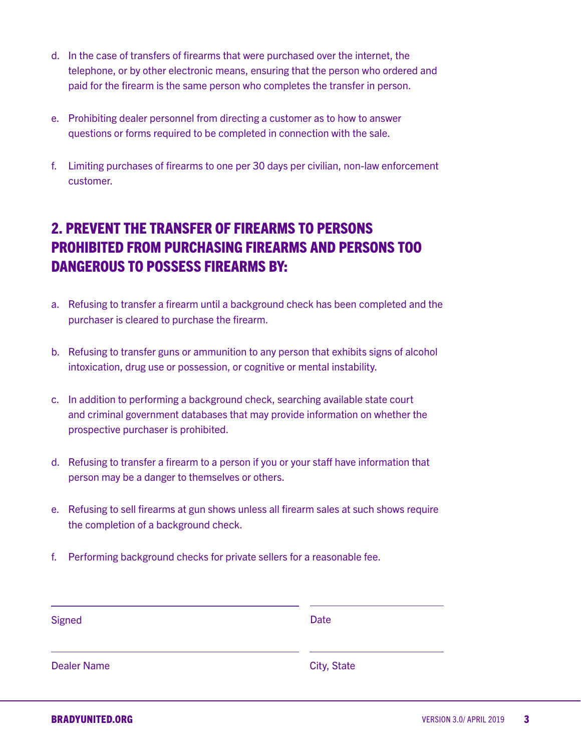d. In the case of transfers of firearms that were purchased over the internet, the telephone, or by other electronic means, ensuring that the person who ordered and paid for the firearm is the same person who completes the transfer in person.

e. Prohibiting dealer personnel from directing a customer as to how to answer questions or forms required to be completed in connection with the sale.

f. Limiting purchases of firearms to one per 30 days per civilian, non-law enforcement customer.

## 2. PREVENT THE TRANSFER OF FIREARMS TO PERSONS PROHIBITED FROM PURCHASING FIREARMS AND PERSONS TOO DANGEROUS TO POSSESS FIREARMS BY:

a. Refusing to transfer a firearm until a background check has been completed and the purchaser is cleared to purchase the firearm.

b. Refusing to transfer guns or ammunition to any person that exhibits signs of alcohol intoxication, drug use or possession, or cognitive or mental instability.

c. In addition to performing a background check, searching available state court and criminal government databases that may provide information on whether the prospective purchaser is prohibited.

d. Refusing to transfer a firearm to a person if you or your staff have information that person may be a danger to themselves or others.

e. Refusing to sell firearms at gun shows unless all firearm sales at such shows require the completion of a background check.

f. Performing background checks for private sellers for a reasonable fee.

\_\_\_\_\_\_\_\_\_\_\_\_\_\_\_\_\_\_\_\_\_\_\_\_\_\_\_\_\_\_ \_\_\_\_\_\_\_\_\_\_\_\_\_\_\_\_\_\_

Signed Date

\_\_\_\_\_\_\_\_\_\_\_\_\_\_\_\_\_\_\_\_\_\_\_\_\_\_\_\_\_\_ \_\_\_\_\_\_\_\_\_\_\_\_\_\_\_\_\_\_

Dealer Name City, State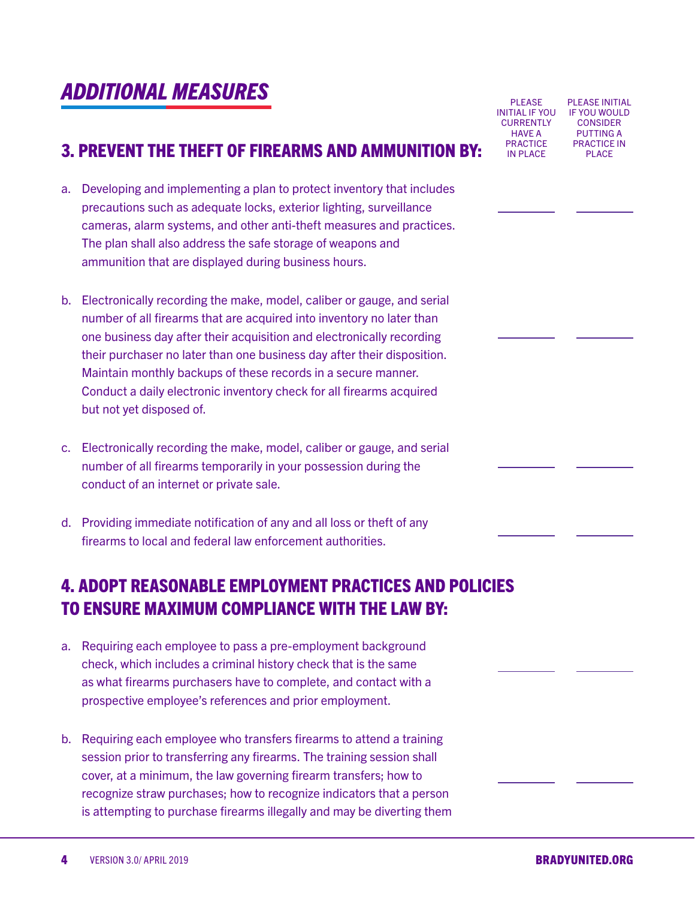# *ADDITIONAL MEASURES*

## 3. PREVENT THE THEFT OF FIREARMS AND AMMUNITION BY:

| | PLEASE INITIAL IF YOU CURRENTLY HAVE A PRACTICE IN PLACE | PLEASE INITIAL IF YOU WOULD CONSIDER PUTTING A PRACTICE IN PLACE |
|---|---|---|
| a. Developing and implementing a plan to protect inventory that includes precautions such as adequate locks, exterior lighting, surveillance cameras, alarm systems, and other anti-theft measures and practices. The plan shall also address the safe storage of weapons and ammunition that are displayed during business hours. | ________ | ________ |
| b. Electronically recording the make, model, caliber or gauge, and serial number of all firearms that are acquired into inventory no later than one business day after their acquisition and electronically recording their purchaser no later than one business day after their disposition. Maintain monthly backups of these records in a secure manner. Conduct a daily electronic inventory check for all firearms acquired but not yet disposed of. | ________ | ________ |
| c. Electronically recording the make, model, caliber or gauge, and serial number of all firearms temporarily in your possession during the conduct of an internet or private sale. | ________ | ________ |
| d. Providing immediate notification of any and all loss or theft of any firearms to local and federal law enforcement authorities. | ________ | ________ |

## 4. ADOPT REASONABLE EMPLOYMENT PRACTICES AND POLICIES TO ENSURE MAXIMUM COMPLIANCE WITH THE LAW BY:

| | | |
|---|---|---|
| a. Requiring each employee to pass a pre-employment background check, which includes a criminal history check that is the same as what firearms purchasers have to complete, and contact with a prospective employee's references and prior employment. | ________ | ________ |
| b. Requiring each employee who transfers firearms to attend a training session prior to transferring any firearms. The training session shall cover, at a minimum, the law governing firearm transfers; how to recognize straw purchases; how to recognize indicators that a person is attempting to purchase firearms illegally and may be diverting them | ________ | ________ |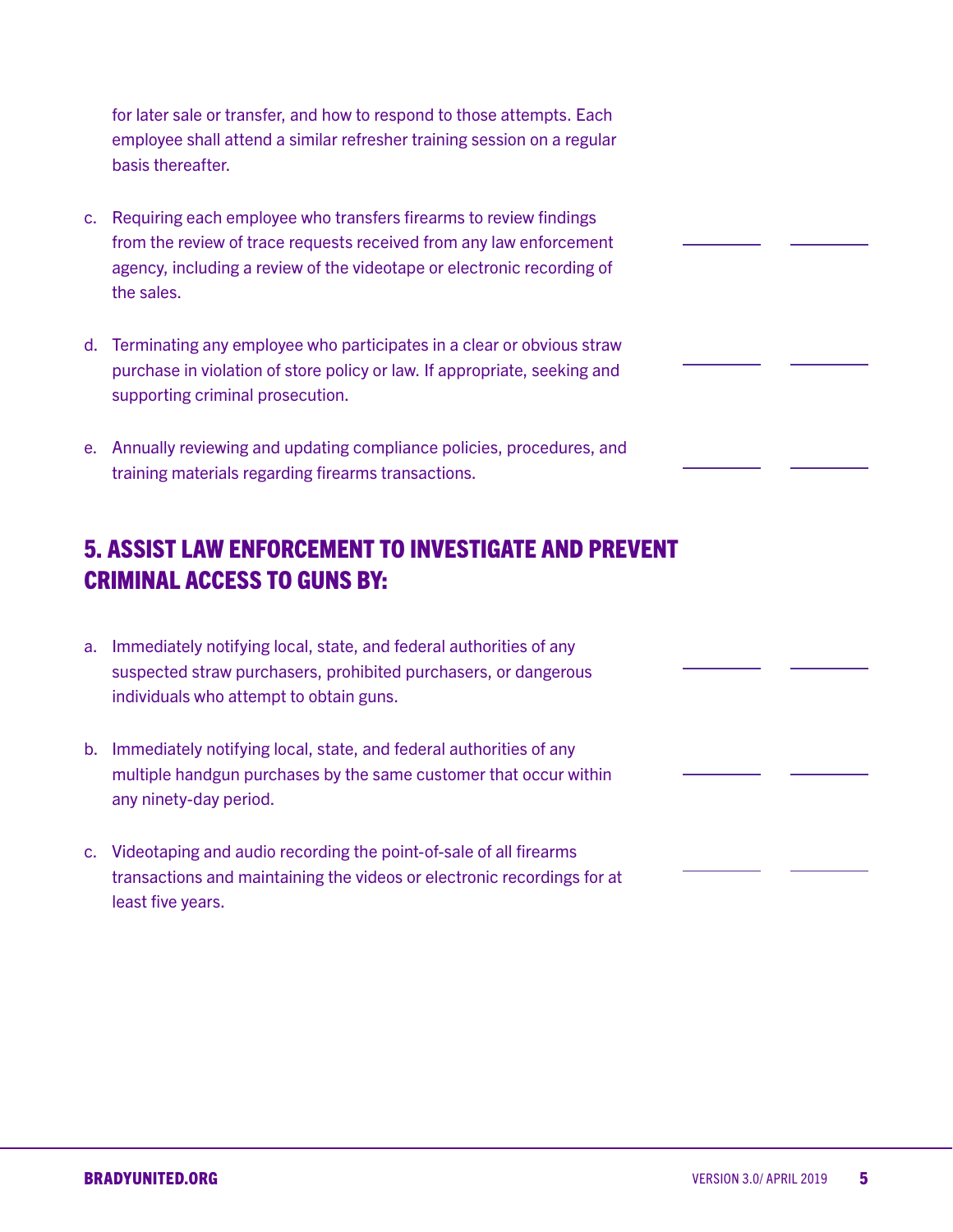for later sale or transfer, and how to respond to those attempts. Each employee shall attend a similar refresher training session on a regular basis thereafter.

c. Requiring each employee who transfers firearms to review findings from the review of trace requests received from any law enforcement agency, including a review of the videotape or electronic recording of the sales. \_\_\_\_\_\_\_\_ \_\_\_\_\_\_\_\_

d. Terminating any employee who participates in a clear or obvious straw purchase in violation of store policy or law. If appropriate, seeking and supporting criminal prosecution. \_\_\_\_\_\_\_\_ \_\_\_\_\_\_\_\_

e. Annually reviewing and updating compliance policies, procedures, and training materials regarding firearms transactions. \_\_\_\_\_\_\_\_ \_\_\_\_\_\_\_\_

## 5. ASSIST LAW ENFORCEMENT TO INVESTIGATE AND PREVENT CRIMINAL ACCESS TO GUNS BY:

a. Immediately notifying local, state, and federal authorities of any suspected straw purchasers, prohibited purchasers, or dangerous individuals who attempt to obtain guns. \_\_\_\_\_\_\_\_ \_\_\_\_\_\_\_\_

b. Immediately notifying local, state, and federal authorities of any multiple handgun purchases by the same customer that occur within any ninety-day period. \_\_\_\_\_\_\_\_ \_\_\_\_\_\_\_\_

c. Videotaping and audio recording the point-of-sale of all firearms transactions and maintaining the videos or electronic recordings for at least five years. \_\_\_\_\_\_\_\_ \_\_\_\_\_\_\_\_